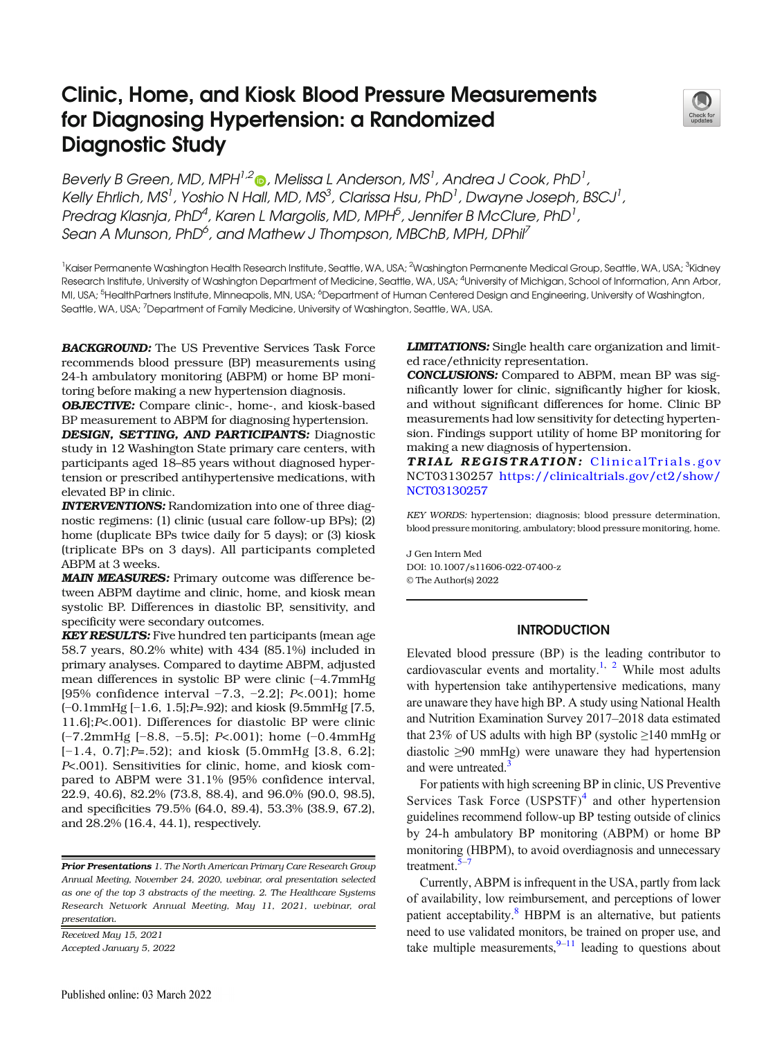# Clinic, Home, and Kiosk Blood Pressure Measurements for Diagnosing Hypertension: a Randomized Diagnostic Study

*Beverly B Green, MD, MPH*[1,2], *Melissa L Anderson, MS*[1], *Andrea J Cook, PhD*[1], *Kelly Ehrlich, MS*[1], *Yoshio N Hall, MD, MS*[3], *Clarissa Hsu, PhD*[1], *Dwayne Joseph, BSCJ*[1], *Predrag Klasnja, PhD*[4], *Karen L Margolis, MD, MPH*[5], *Jennifer B McClure, PhD*[1], *Sean A Munson, PhD*[6], and *Mathew J Thompson, MBChB, MPH, DPhil*[7]

[1]Kaiser Permanente Washington Health Research Institute, Seattle, WA, USA; [2]Washington Permanente Medical Group, Seattle, WA, USA; [3]Kidney Research Institute, University of Washington Department of Medicine, Seattle, WA, USA; [4]University of Michigan, School of Information, Ann Arbor, MI, USA; [5]HealthPartners Institute, Minneapolis, MN, USA; [6]Department of Human Centered Design and Engineering, University of Washington, Seattle, WA, USA; [7]Department of Family Medicine, University of Washington, Seattle, WA, USA.

***BACKGROUND:*** The US Preventive Services Task Force recommends blood pressure (BP) measurements using 24-h ambulatory monitoring (ABPM) or home BP monitoring before making a new hypertension diagnosis.

***OBJECTIVE:*** Compare clinic-, home-, and kiosk-based BP measurement to ABPM for diagnosing hypertension.

***DESIGN, SETTING, AND PARTICIPANTS:*** Diagnostic study in 12 Washington State primary care centers, with participants aged 18–85 years without diagnosed hypertension or prescribed antihypertensive medications, with elevated BP in clinic.

***INTERVENTIONS:*** Randomization into one of three diagnostic regimens: (1) clinic (usual care follow-up BPs); (2) home (duplicate BPs twice daily for 5 days); or (3) kiosk (triplicate BPs on 3 days). All participants completed ABPM at 3 weeks.

***MAIN MEASURES:*** Primary outcome was difference between ABPM daytime and clinic, home, and kiosk mean systolic BP. Differences in diastolic BP, sensitivity, and specificity were secondary outcomes.

***KEY RESULTS:*** Five hundred ten participants (mean age 58.7 years, 80.2% white) with 434 (85.1%) included in primary analyses. Compared to daytime ABPM, adjusted mean differences in systolic BP were clinic (−4.7mmHg [95% confidence interval −7.3, −2.2]; *P*<.001); home (−0.1mmHg [−1.6, 1.5];*P*=.92); and kiosk (9.5mmHg [7.5, 11.6];*P*<.001). Differences for diastolic BP were clinic (−7.2mmHg [−8.8, −5.5]; *P*<.001); home (−0.4mmHg [−1.4, 0.7];*P*=.52); and kiosk (5.0mmHg [3.8, 6.2]; *P*<.001). Sensitivities for clinic, home, and kiosk compared to ABPM were 31.1% (95% confidence interval, 22.9, 40.6), 82.2% (73.8, 88.4), and 96.0% (90.0, 98.5), and specificities 79.5% (64.0, 89.4), 53.3% (38.9, 67.2), and 28.2% (16.4, 44.1), respectively.

***LIMITATIONS:*** Single health care organization and limited race/ethnicity representation.

***CONCLUSIONS:*** Compared to ABPM, mean BP was significantly lower for clinic, significantly higher for kiosk, and without significant differences for home. Clinic BP measurements had low sensitivity for detecting hypertension. Findings support utility of home BP monitoring for making a new diagnosis of hypertension.

***TRIAL REGISTRATION:*** ClinicalTrials.gov NCT03130257 https://clinicaltrials.gov/ct2/show/NCT03130257

*KEY WORDS:* hypertension; diagnosis; blood pressure determination, blood pressure monitoring, ambulatory; blood pressure monitoring, home.

J Gen Intern Med
DOI: 10.1007/s11606-022-07400-z
© The Author(s) 2022

***Prior Presentations*** *1. The North American Primary Care Research Group Annual Meeting, November 24, 2020, webinar, oral presentation selected as one of the top 3 abstracts of the meeting. 2. The Healthcare Systems Research Network Annual Meeting, May 11, 2021, webinar, oral presentation.*

*Received May 15, 2021*
*Accepted January 5, 2022*

Published online: 03 March 2022

## INTRODUCTION

Elevated blood pressure (BP) is the leading contributor to cardiovascular events and mortality.[1, 2] While most adults with hypertension take antihypertensive medications, many are unaware they have high BP. A study using National Health and Nutrition Examination Survey 2017–2018 data estimated that 23% of US adults with high BP (systolic ≥140 mmHg or diastolic ≥90 mmHg) were unaware they had hypertension and were untreated.[3]

For patients with high screening BP in clinic, US Preventive Services Task Force (USPSTF)[4] and other hypertension guidelines recommend follow-up BP testing outside of clinics by 24-h ambulatory BP monitoring (ABPM) or home BP monitoring (HBPM), to avoid overdiagnosis and unnecessary treatment.[5–7]

Currently, ABPM is infrequent in the USA, partly from lack of availability, low reimbursement, and perceptions of lower patient acceptability.[8] HBPM is an alternative, but patients need to use validated monitors, be trained on proper use, and take multiple measurements,[9–11] leading to questions about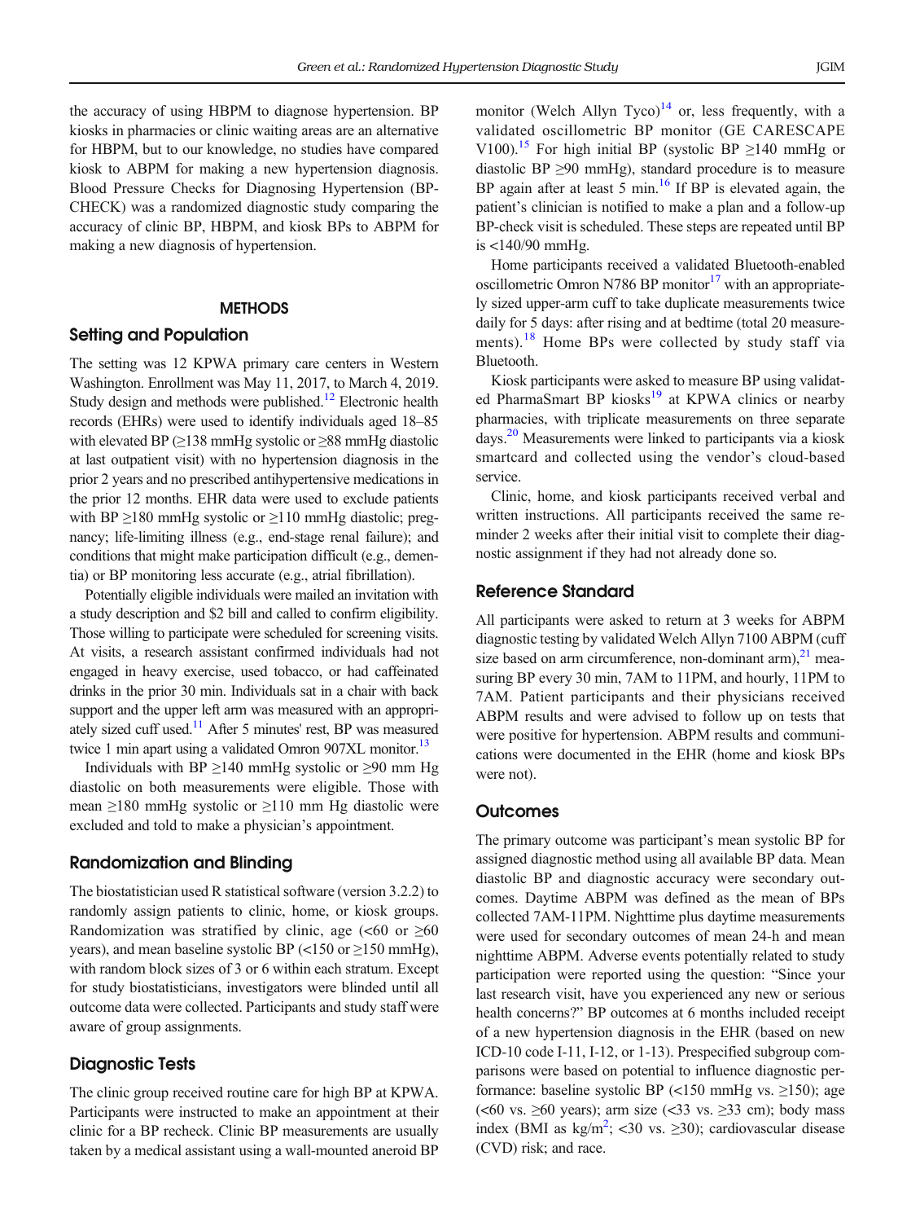the accuracy of using HBPM to diagnose hypertension. BP kiosks in pharmacies or clinic waiting areas are an alternative for HBPM, but to our knowledge, no studies have compared kiosk to ABPM for making a new hypertension diagnosis. Blood Pressure Checks for Diagnosing Hypertension (BP-CHECK) was a randomized diagnostic study comparing the accuracy of clinic BP, HBPM, and kiosk BPs to ABPM for making a new diagnosis of hypertension.

## METHODS

### Setting and Population

The setting was 12 KPWA primary care centers in Western Washington. Enrollment was May 11, 2017, to March 4, 2019. Study design and methods were published.[12] Electronic health records (EHRs) were used to identify individuals aged 18–85 with elevated BP (≥138 mmHg systolic or ≥88 mmHg diastolic at last outpatient visit) with no hypertension diagnosis in the prior 2 years and no prescribed antihypertensive medications in the prior 12 months. EHR data were used to exclude patients with BP ≥180 mmHg systolic or ≥110 mmHg diastolic; pregnancy; life-limiting illness (e.g., end-stage renal failure); and conditions that might make participation difficult (e.g., dementia) or BP monitoring less accurate (e.g., atrial fibrillation).

Potentially eligible individuals were mailed an invitation with a study description and $2 bill and called to confirm eligibility. Those willing to participate were scheduled for screening visits. At visits, a research assistant confirmed individuals had not engaged in heavy exercise, used tobacco, or had caffeinated drinks in the prior 30 min. Individuals sat in a chair with back support and the upper left arm was measured with an appropriately sized cuff used.[11] After 5 minutes' rest, BP was measured twice 1 min apart using a validated Omron 907XL monitor.[13]

Individuals with BP ≥140 mmHg systolic or ≥90 mm Hg diastolic on both measurements were eligible. Those with mean ≥180 mmHg systolic or ≥110 mm Hg diastolic were excluded and told to make a physician's appointment.

### Randomization and Blinding

The biostatistician used R statistical software (version 3.2.2) to randomly assign patients to clinic, home, or kiosk groups. Randomization was stratified by clinic, age (<60 or ≥60 years), and mean baseline systolic BP (<150 or ≥150 mmHg), with random block sizes of 3 or 6 within each stratum. Except for study biostatisticians, investigators were blinded until all outcome data were collected. Participants and study staff were aware of group assignments.

### Diagnostic Tests

The clinic group received routine care for high BP at KPWA. Participants were instructed to make an appointment at their clinic for a BP recheck. Clinic BP measurements are usually taken by a medical assistant using a wall-mounted aneroid BP monitor (Welch Allyn Tyco)[14] or, less frequently, with a validated oscillometric BP monitor (GE CARESCAPE V100).[15] For high initial BP (systolic BP ≥140 mmHg or diastolic BP ≥90 mmHg), standard procedure is to measure BP again after at least 5 min.[16] If BP is elevated again, the patient's clinician is notified to make a plan and a follow-up BP-check visit is scheduled. These steps are repeated until BP is <140/90 mmHg.

Home participants received a validated Bluetooth-enabled oscillometric Omron N786 BP monitor[17] with an appropriately sized upper-arm cuff to take duplicate measurements twice daily for 5 days: after rising and at bedtime (total 20 measurements).[18] Home BPs were collected by study staff via Bluetooth.

Kiosk participants were asked to measure BP using validated PharmaSmart BP kiosks[19] at KPWA clinics or nearby pharmacies, with triplicate measurements on three separate days.[20] Measurements were linked to participants via a kiosk smartcard and collected using the vendor's cloud-based service.

Clinic, home, and kiosk participants received verbal and written instructions. All participants received the same reminder 2 weeks after their initial visit to complete their diagnostic assignment if they had not already done so.

### Reference Standard

All participants were asked to return at 3 weeks for ABPM diagnostic testing by validated Welch Allyn 7100 ABPM (cuff size based on arm circumference, non-dominant arm),[21] measuring BP every 30 min, 7AM to 11PM, and hourly, 11PM to 7AM. Patient participants and their physicians received ABPM results and were advised to follow up on tests that were positive for hypertension. ABPM results and communications were documented in the EHR (home and kiosk BPs were not).

### Outcomes

The primary outcome was participant's mean systolic BP for assigned diagnostic method using all available BP data. Mean diastolic BP and diagnostic accuracy were secondary outcomes. Daytime ABPM was defined as the mean of BPs collected 7AM-11PM. Nighttime plus daytime measurements were used for secondary outcomes of mean 24-h and mean nighttime ABPM. Adverse events potentially related to study participation were reported using the question: "Since your last research visit, have you experienced any new or serious health concerns?" BP outcomes at 6 months included receipt of a new hypertension diagnosis in the EHR (based on new ICD-10 code I-11, I-12, or 1-13). Prespecified subgroup comparisons were based on potential to influence diagnostic performance: baseline systolic BP (<150 mmHg vs. ≥150); age (<60 vs. ≥60 years); arm size (<33 vs. ≥33 cm); body mass index (BMI as kg/m$^2$; <30 vs. ≥30); cardiovascular disease (CVD) risk; and race.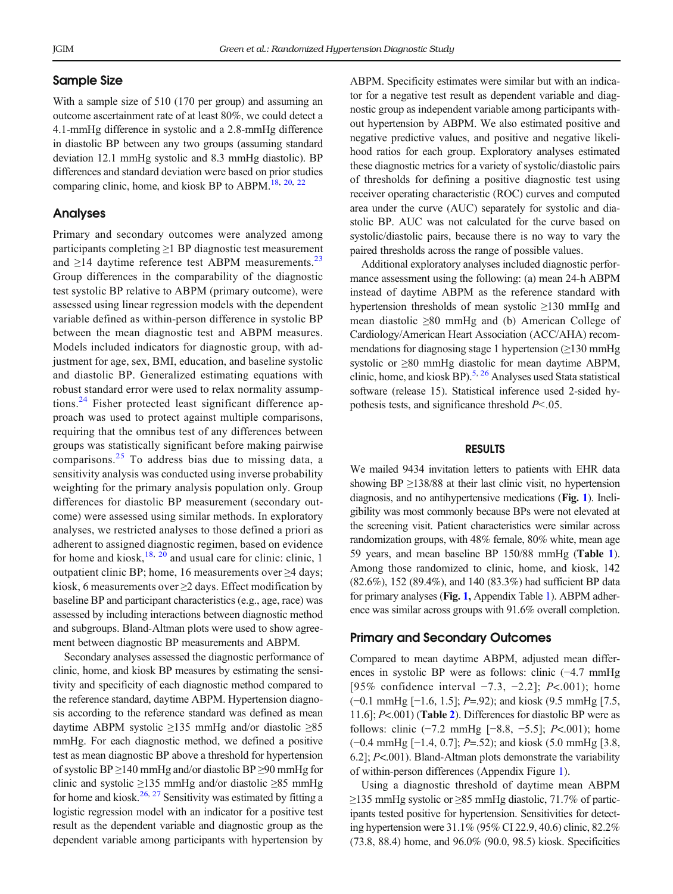## Sample Size

With a sample size of 510 (170 per group) and assuming an outcome ascertainment rate of at least 80%, we could detect a 4.1-mmHg difference in systolic and a 2.8-mmHg difference in diastolic BP between any two groups (assuming standard deviation 12.1 mmHg systolic and 8.3 mmHg diastolic). BP differences and standard deviation were based on prior studies comparing clinic, home, and kiosk BP to ABPM.[18, 20, 22]

## Analyses

Primary and secondary outcomes were analyzed among participants completing ≥1 BP diagnostic test measurement and ≥14 daytime reference test ABPM measurements.[23] Group differences in the comparability of the diagnostic test systolic BP relative to ABPM (primary outcome), were assessed using linear regression models with the dependent variable defined as within-person difference in systolic BP between the mean diagnostic test and ABPM measures. Models included indicators for diagnostic group, with adjustment for age, sex, BMI, education, and baseline systolic and diastolic BP. Generalized estimating equations with robust standard error were used to relax normality assumptions.[24] Fisher protected least significant difference approach was used to protect against multiple comparisons, requiring that the omnibus test of any differences between groups was statistically significant before making pairwise comparisons.[25] To address bias due to missing data, a sensitivity analysis was conducted using inverse probability weighting for the primary analysis population only. Group differences for diastolic BP measurement (secondary outcome) were assessed using similar methods. In exploratory analyses, we restricted analyses to those defined a priori as adherent to assigned diagnostic regimen, based on evidence for home and kiosk,[18, 20] and usual care for clinic: clinic, 1 outpatient clinic BP; home, 16 measurements over ≥4 days; kiosk, 6 measurements over ≥2 days. Effect modification by baseline BP and participant characteristics (e.g., age, race) was assessed by including interactions between diagnostic method and subgroups. Bland-Altman plots were used to show agreement between diagnostic BP measurements and ABPM.

Secondary analyses assessed the diagnostic performance of clinic, home, and kiosk BP measures by estimating the sensitivity and specificity of each diagnostic method compared to the reference standard, daytime ABPM. Hypertension diagnosis according to the reference standard was defined as mean daytime ABPM systolic ≥135 mmHg and/or diastolic ≥85 mmHg. For each diagnostic method, we defined a positive test as mean diagnostic BP above a threshold for hypertension of systolic BP ≥140 mmHg and/or diastolic BP ≥90 mmHg for clinic and systolic ≥135 mmHg and/or diastolic ≥85 mmHg for home and kiosk.[26, 27] Sensitivity was estimated by fitting a logistic regression model with an indicator for a positive test result as the dependent variable and diagnostic group as the dependent variable among participants with hypertension by ABPM. Specificity estimates were similar but with an indicator for a negative test result as dependent variable and diagnostic group as independent variable among participants without hypertension by ABPM. We also estimated positive and negative predictive values, and positive and negative likelihood ratios for each group. Exploratory analyses estimated these diagnostic metrics for a variety of systolic/diastolic pairs of thresholds for defining a positive diagnostic test using receiver operating characteristic (ROC) curves and computed area under the curve (AUC) separately for systolic and diastolic BP. AUC was not calculated for the curve based on systolic/diastolic pairs, because there is no way to vary the paired thresholds across the range of possible values.

Additional exploratory analyses included diagnostic performance assessment using the following: (a) mean 24-h ABPM instead of daytime ABPM as the reference standard with hypertension thresholds of mean systolic ≥130 mmHg and mean diastolic ≥80 mmHg and (b) American College of Cardiology/American Heart Association (ACC/AHA) recommendations for diagnosing stage 1 hypertension (≥130 mmHg systolic or ≥80 mmHg diastolic for mean daytime ABPM, clinic, home, and kiosk BP).[5, 26] Analyses used Stata statistical software (release 15). Statistical inference used 2-sided hypothesis tests, and significance threshold $P<.05$.

# RESULTS

We mailed 9434 invitation letters to patients with EHR data showing BP ≥138/88 at their last clinic visit, no hypertension diagnosis, and no antihypertensive medications (**Fig. 1**). Ineligibility was most commonly because BPs were not elevated at the screening visit. Patient characteristics were similar across randomization groups, with 48% female, 80% white, mean age 59 years, and mean baseline BP 150/88 mmHg (**Table 1**). Among those randomized to clinic, home, and kiosk, 142 (82.6%), 152 (89.4%), and 140 (83.3%) had sufficient BP data for primary analyses (**Fig. 1,** Appendix Table 1). ABPM adherence was similar across groups with 91.6% overall completion.

## Primary and Secondary Outcomes

Compared to mean daytime ABPM, adjusted mean differences in systolic BP were as follows: clinic (−4.7 mmHg [95% confidence interval −7.3, −2.2]; $P<.001$); home (−0.1 mmHg [−1.6, 1.5]; $P=.92$); and kiosk (9.5 mmHg [7.5, 11.6]; $P<.001$) (**Table 2**). Differences for diastolic BP were as follows: clinic (−7.2 mmHg [−8.8, −5.5]; $P<.001$); home (−0.4 mmHg [−1.4, 0.7]; $P=.52$); and kiosk (5.0 mmHg [3.8, 6.2]; $P<.001$). Bland-Altman plots demonstrate the variability of within-person differences (Appendix Figure 1).

Using a diagnostic threshold of daytime mean ABPM ≥135 mmHg systolic or ≥85 mmHg diastolic, 71.7% of participants tested positive for hypertension. Sensitivities for detecting hypertension were 31.1% (95% CI 22.9, 40.6) clinic, 82.2% (73.8, 88.4) home, and 96.0% (90.0, 98.5) kiosk. Specificities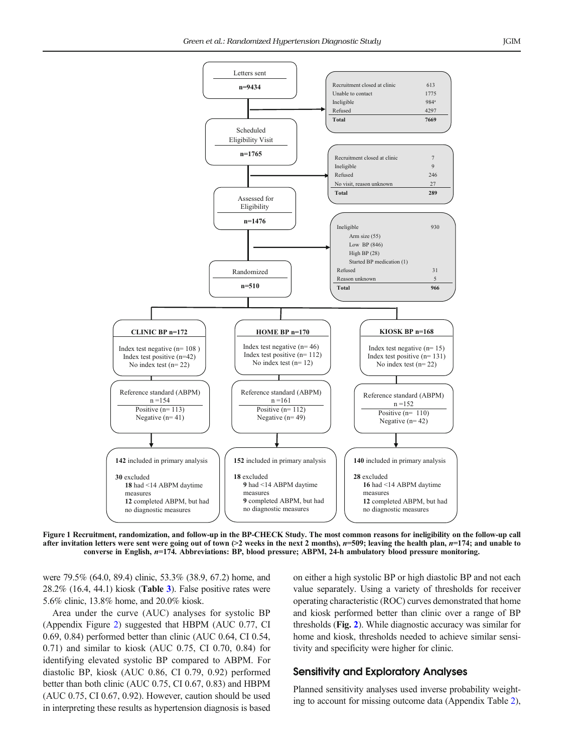Letters sent

n=9434

| | |
|---|---|
| Recruitment closed at clinic | 613 |
| Unable to contact | 1775 |
| Ineligible | 984[a] |
| Refused | 4297 |
| **Total** | **7669** |

Scheduled Eligibility Visit

n=1765

| | |
|---|---|
| Recruitment closed at clinic | 7 |
| Ineligible | 9 |
| Refused | 246 |
| No visit, reason unknown | 27 |
| **Total** | **289** |

Assessed for Eligibility

n=1476

| | |
|---|---|
| Ineligible | 930 |
| Arm size (55) | |
| Low BP (846) | |
| High BP (28) | |
| Started BP medication (1) | |
| Refused | 31 |
| Reason unknown | 5 |
| **Total** | **966** |

Randomized

n=510

| **CLINIC BP n=172** | **HOME BP n=170** | **KIOSK BP n=168** |
|---|---|---|
| Index test negative (n= 108) | Index test negative (n= 46) | Index test negative (n= 15) |
| Index test positive (n=42) | Index test positive (n= 112) | Index test positive (n= 131) |
| No index test (n= 22) | No index test (n= 12) | No index test (n= 22) |
| Reference standard (ABPM) n =154 | Reference standard (ABPM) n =161 | Reference standard (ABPM) n =152 |
| Positive (n= 113) | Positive (n= 112) | Positive (n= 110) |
| Negative (n= 41) | Negative (n= 49) | Negative (n= 42) |
| **142** included in primary analysis | **152** included in primary analysis | **140** included in primary analysis |
| **30** excluded | **18** excluded | **28** excluded |
| **18** had <14 ABPM daytime measures | **9** had <14 ABPM daytime measures | **16** had <14 ABPM daytime measures |
| **12** completed ABPM, but had no diagnostic measures | **9** completed ABPM, but had no diagnostic measures | **12** completed ABPM, but had no diagnostic measures |

**Figure 1 Recruitment, randomization, and follow-up in the BP-CHECK Study. The most common reasons for ineligibility on the follow-up call after invitation letters were sent were going out of town (>2 weeks in the next 2 months), *n*=509; leaving the health plan, *n*=174; and unable to converse in English, *n*=174. Abbreviations: BP, blood pressure; ABPM, 24-h ambulatory blood pressure monitoring.**

were 79.5% (64.0, 89.4) clinic, 53.3% (38.9, 67.2) home, and 28.2% (16.4, 44.1) kiosk (**Table 3**). False positive rates were 5.6% clinic, 13.8% home, and 20.0% kiosk.

Area under the curve (AUC) analyses for systolic BP (Appendix Figure 2) suggested that HBPM (AUC 0.77, CI 0.69, 0.84) performed better than clinic (AUC 0.64, CI 0.54, 0.71) and similar to kiosk (AUC 0.75, CI 0.70, 0.84) for identifying elevated systolic BP compared to ABPM. For diastolic BP, kiosk (AUC 0.86, CI 0.79, 0.92) performed better than both clinic (AUC 0.75, CI 0.67, 0.83) and HBPM (AUC 0.75, CI 0.67, 0.92). However, caution should be used in interpreting these results as hypertension diagnosis is based on either a high systolic BP or high diastolic BP and not each value separately. Using a variety of thresholds for receiver operating characteristic (ROC) curves demonstrated that home and kiosk performed better than clinic over a range of BP thresholds (**Fig. 2**). While diagnostic accuracy was similar for home and kiosk, thresholds needed to achieve similar sensitivity and specificity were higher for clinic.

## Sensitivity and Exploratory Analyses

Planned sensitivity analyses used inverse probability weighting to account for missing outcome data (Appendix Table 2),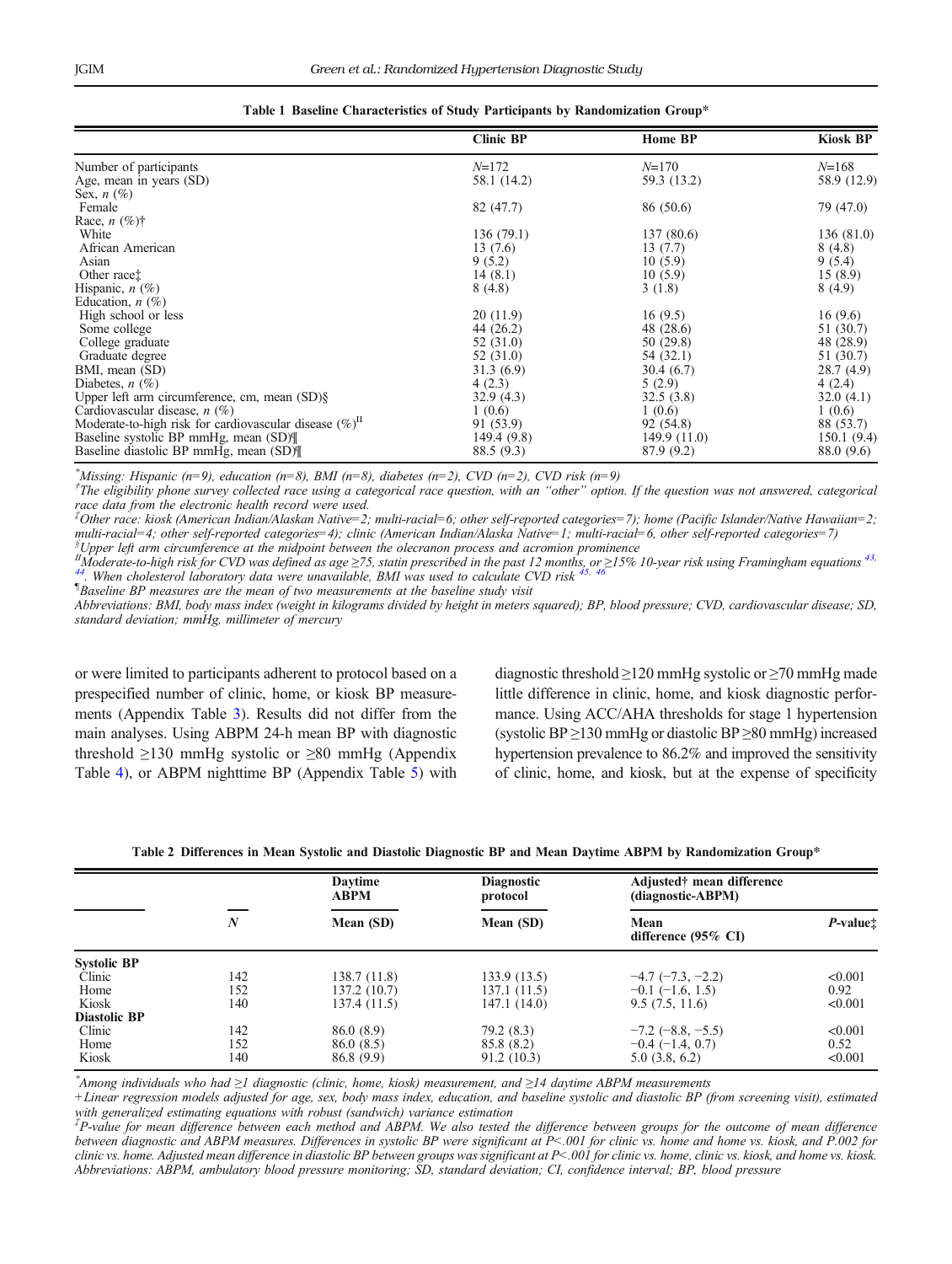**Table 1 Baseline Characteristics of Study Participants by Randomization Group***

| | Clinic BP | Home BP | Kiosk BP |
|---|---|---|---|
| Number of participants | *N*=172 | *N*=170 | *N*=168 |
| Age, mean in years (SD) | 58.1 (14.2) | 59.3 (13.2) | 58.9 (12.9) |
| Sex, *n* (%) | | | |
| Female | 82 (47.7) | 86 (50.6) | 79 (47.0) |
| Race, *n* (%)† | | | |
| White | 136 (79.1) | 137 (80.6) | 136 (81.0) |
| African American | 13 (7.6) | 13 (7.7) | 8 (4.8) |
| Asian | 9 (5.2) | 10 (5.9) | 9 (5.4) |
| Other race‡ | 14 (8.1) | 10 (5.9) | 15 (8.9) |
| Hispanic, *n* (%) | 8 (4.8) | 3 (1.8) | 8 (4.9) |
| Education, *n* (%) | | | |
| High school or less | 20 (11.9) | 16 (9.5) | 16 (9.6) |
| Some college | 44 (26.2) | 48 (28.6) | 51 (30.7) |
| College graduate | 52 (31.0) | 50 (29.8) | 48 (28.9) |
| Graduate degree | 52 (31.0) | 54 (32.1) | 51 (30.7) |
| BMI, mean (SD) | 31.3 (6.9) | 30.4 (6.7) | 28.7 (4.9) |
| Diabetes, *n* (%) | 4 (2.3) | 5 (2.9) | 4 (2.4) |
| Upper left arm circumference, cm, mean (SD)§ | 32.9 (4.3) | 32.5 (3.8) | 32.0 (4.1) |
| Cardiovascular disease, *n* (%) | 1 (0.6) | 1 (0.6) | 1 (0.6) |
| Moderate-to-high risk for cardiovascular disease (%)II | 91 (53.9) | 92 (54.8) | 88 (53.7) |
| Baseline systolic BP mmHg, mean (SD)¶ | 149.4 (9.8) | 149.9 (11.0) | 150.1 (9.4) |
| Baseline diastolic BP mmHg, mean (SD)¶ | 88.5 (9.3) | 87.9 (9.2) | 88.0 (9.6) |

*Missing: Hispanic (n=9), education (n=8), BMI (n=8), diabetes (n=2), CVD (n=2), CVD risk (n=9)*

†*The eligibility phone survey collected race using a categorical race question, with an "other" option. If the question was not answered, categorical race data from the electronic health record were used.*

‡*Other race: kiosk (American Indian/Alaskan Native=2; multi-racial=6; other self-reported categories=7); home (Pacific Islander/Native Hawaiian=2; multi-racial=4; other self-reported categories=4); clinic (American Indian/Alaska Native=1; multi-racial=6, other self-reported categories=7)*

§*Upper left arm circumference at the midpoint between the olecranon process and acromion prominence*

II*Moderate-to-high risk for CVD was defined as age ≥75, statin prescribed in the past 12 months, or ≥15% 10-year risk using Framingham equations [43, 44]. When cholesterol laboratory data were unavailable, BMI was used to calculate CVD risk [45, 46]*

¶*Baseline BP measures are the mean of two measurements at the baseline study visit*

*Abbreviations: BMI, body mass index (weight in kilograms divided by height in meters squared); BP, blood pressure; CVD, cardiovascular disease; SD, standard deviation; mmHg, millimeter of mercury*

or were limited to participants adherent to protocol based on a prespecified number of clinic, home, or kiosk BP measurements (Appendix Table 3). Results did not differ from the main analyses. Using ABPM 24-h mean BP with diagnostic threshold ≥130 mmHg systolic or ≥80 mmHg (Appendix Table 4), or ABPM nighttime BP (Appendix Table 5) with diagnostic threshold ≥120 mmHg systolic or ≥70 mmHg made little difference in clinic, home, and kiosk diagnostic performance. Using ACC/AHA thresholds for stage 1 hypertension (systolic BP ≥130 mmHg or diastolic BP ≥80 mmHg) increased hypertension prevalence to 86.2% and improved the sensitivity of clinic, home, and kiosk, but at the expense of specificity

**Table 2 Differences in Mean Systolic and Diastolic Diagnostic BP and Mean Daytime ABPM by Randomization Group***

| | *N* | Daytime ABPM Mean (SD) | Diagnostic protocol Mean (SD) | Adjusted† mean difference (diagnostic-ABPM) Mean difference (95% CI) | *P*-value‡ |
|---|---|---|---|---|---|
| **Systolic BP** | | | | | |
| Clinic | 142 | 138.7 (11.8) | 133.9 (13.5) | −4.7 (−7.3, −2.2) | <0.001 |
| Home | 152 | 137.2 (10.7) | 137.1 (11.5) | −0.1 (−1.6, 1.5) | 0.92 |
| Kiosk | 140 | 137.4 (11.5) | 147.1 (14.0) | 9.5 (7.5, 11.6) | <0.001 |
| **Diastolic BP** | | | | | |
| Clinic | 142 | 86.0 (8.9) | 79.2 (8.3) | −7.2 (−8.8, −5.5) | <0.001 |
| Home | 152 | 86.0 (8.5) | 85.8 (8.2) | −0.4 (−1.4, 0.7) | 0.52 |
| Kiosk | 140 | 86.8 (9.9) | 91.2 (10.3) | 5.0 (3.8, 6.2) | <0.001 |

*Among individuals who had ≥1 diagnostic (clinic, home, kiosk) measurement, and ≥14 daytime ABPM measurements*

*+Linear regression models adjusted for age, sex, body mass index, education, and baseline systolic and diastolic BP (from screening visit), estimated with generalized estimating equations with robust (sandwich) variance estimation*

‡*P-value for mean difference between each method and ABPM. We also tested the difference between groups for the outcome of mean difference between diagnostic and ABPM measures. Differences in systolic BP were significant at P<.001 for clinic vs. home and home vs. kiosk, and P.002 for clinic vs. home. Adjusted mean difference in diastolic BP between groups was significant at P<.001 for clinic vs. home, clinic vs. kiosk, and home vs. kiosk.*

*Abbreviations: ABPM, ambulatory blood pressure monitoring; SD, standard deviation; CI, confidence interval; BP, blood pressure*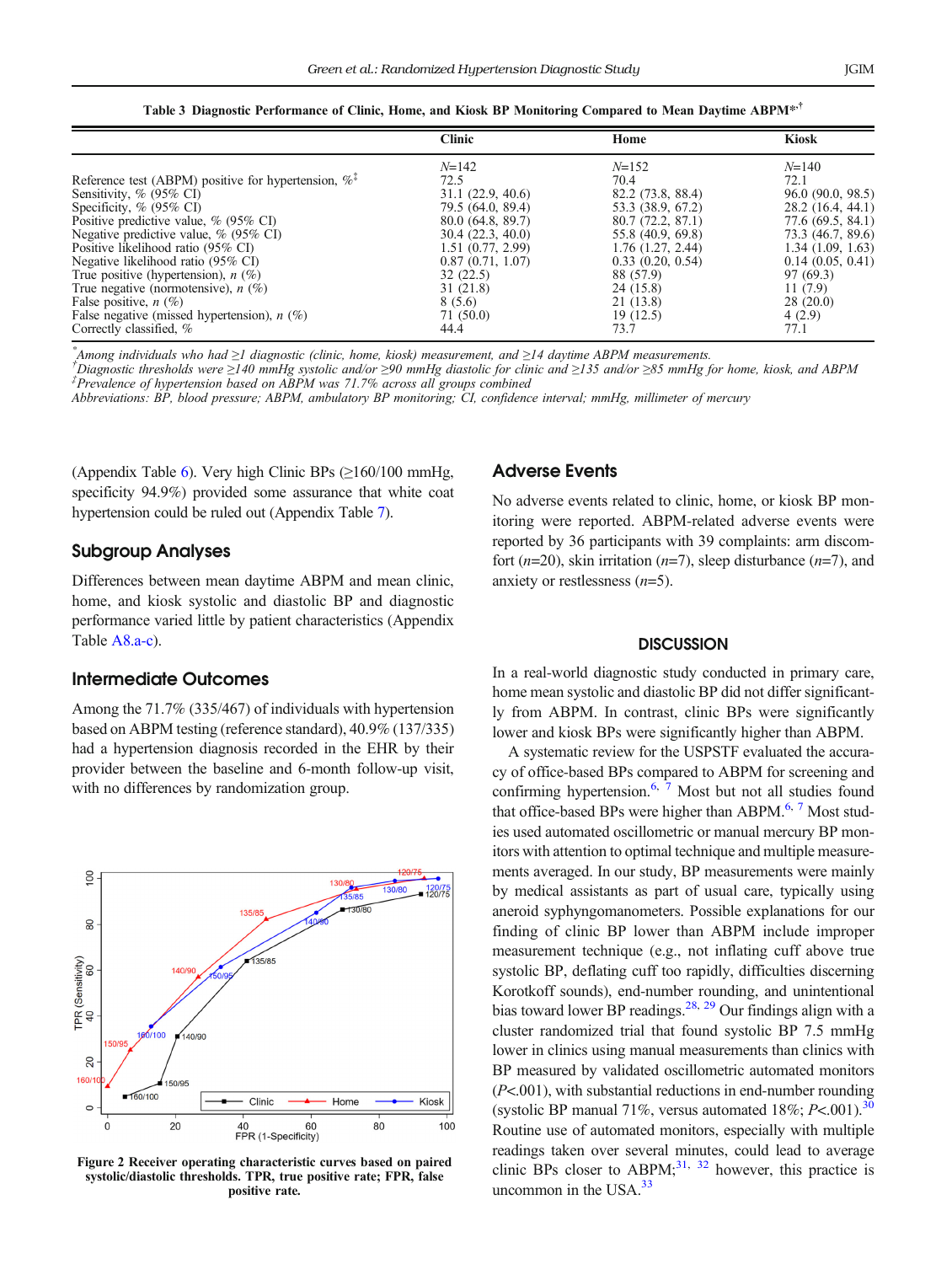**Table 3 Diagnostic Performance of Clinic, Home, and Kiosk BP Monitoring Compared to Mean Daytime ABPM[*,†]**

| | Clinic | Home | Kiosk |
|---|---|---|---|
| | N=142 | N=152 | N=140 |
| Reference test (ABPM) positive for hypertension, %[‡] | 72.5 | 70.4 | 72.1 |
| Sensitivity, % (95% CI) | 31.1 (22.9, 40.6) | 82.2 (73.8, 88.4) | 96.0 (90.0, 98.5) |
| Specificity, % (95% CI) | 79.5 (64.0, 89.4) | 53.3 (38.9, 67.2) | 28.2 (16.4, 44.1) |
| Positive predictive value, % (95% CI) | 80.0 (64.8, 89.7) | 80.7 (72.2, 87.1) | 77.6 (69.5, 84.1) |
| Negative predictive value, % (95% CI) | 30.4 (22.3, 40.0) | 55.8 (40.9, 69.8) | 73.3 (46.7, 89.6) |
| Positive likelihood ratio (95% CI) | 1.51 (0.77, 2.99) | 1.76 (1.27, 2.44) | 1.34 (1.09, 1.63) |
| Negative likelihood ratio (95% CI) | 0.87 (0.71, 1.07) | 0.33 (0.20, 0.54) | 0.14 (0.05, 0.41) |
| True positive (hypertension), n (%) | 32 (22.5) | 88 (57.9) | 97 (69.3) |
| True negative (normotensive), n (%) | 31 (21.8) | 24 (15.8) | 11 (7.9) |
| False positive, n (%) | 8 (5.6) | 21 (13.8) | 28 (20.0) |
| False negative (missed hypertension), n (%) | 71 (50.0) | 19 (12.5) | 4 (2.9) |
| Correctly classified, % | 44.4 | 73.7 | 77.1 |

*Among individuals who had ≥1 diagnostic (clinic, home, kiosk) measurement, and ≥14 daytime ABPM measurements.
†Diagnostic thresholds were ≥140 mmHg systolic and/or ≥90 mmHg diastolic for clinic and ≥135 and/or ≥85 mmHg for home, kiosk, and ABPM
‡Prevalence of hypertension based on ABPM was 71.7% across all groups combined
Abbreviations: BP, blood pressure; ABPM, ambulatory BP monitoring; CI, confidence interval; mmHg, millimeter of mercury

(Appendix Table 6). Very high Clinic BPs (≥160/100 mmHg, specificity 94.9%) provided some assurance that white coat hypertension could be ruled out (Appendix Table 7).

## Subgroup Analyses

Differences between mean daytime ABPM and mean clinic, home, and kiosk systolic and diastolic BP and diagnostic performance varied little by patient characteristics (Appendix Table A8.a-c).

## Intermediate Outcomes

Among the 71.7% (335/467) of individuals with hypertension based on ABPM testing (reference standard), 40.9% (137/335) had a hypertension diagnosis recorded in the EHR by their provider between the baseline and 6-month follow-up visit, with no differences by randomization group.

**Figure 2 Receiver operating characteristic curves based on paired systolic/diastolic thresholds. TPR, true positive rate; FPR, false positive rate.**

## Adverse Events

No adverse events related to clinic, home, or kiosk BP monitoring were reported. ABPM-related adverse events were reported by 36 participants with 39 complaints: arm discomfort (n=20), skin irritation (n=7), sleep disturbance (n=7), and anxiety or restlessness (n=5).

# DISCUSSION

In a real-world diagnostic study conducted in primary care, home mean systolic and diastolic BP did not differ significantly from ABPM. In contrast, clinic BPs were significantly lower and kiosk BPs were significantly higher than ABPM.

A systematic review for the USPSTF evaluated the accuracy of office-based BPs compared to ABPM for screening and confirming hypertension.[6, 7] Most but not all studies found that office-based BPs were higher than ABPM.[6, 7] Most studies used automated oscillometric or manual mercury BP monitors with attention to optimal technique and multiple measurements averaged. In our study, BP measurements were mainly by medical assistants as part of usual care, typically using aneroid syphygmomanometers. Possible explanations for our finding of clinic BP lower than ABPM include improper measurement technique (e.g., not inflating cuff above true systolic BP, deflating cuff too rapidly, difficulties discerning Korotkoff sounds), end-number rounding, and unintentional bias toward lower BP readings.[28, 29] Our findings align with a cluster randomized trial that found systolic BP 7.5 mmHg lower in clinics using manual measurements than clinics with BP measured by validated oscillometric automated monitors ($P$<.001), with substantial reductions in end-number rounding (systolic BP manual 71%, versus automated 18%; $P$<.001).[30] Routine use of automated monitors, especially with multiple readings taken over several minutes, could lead to average clinic BPs closer to ABPM;[31, 32] however, this practice is uncommon in the USA.[33]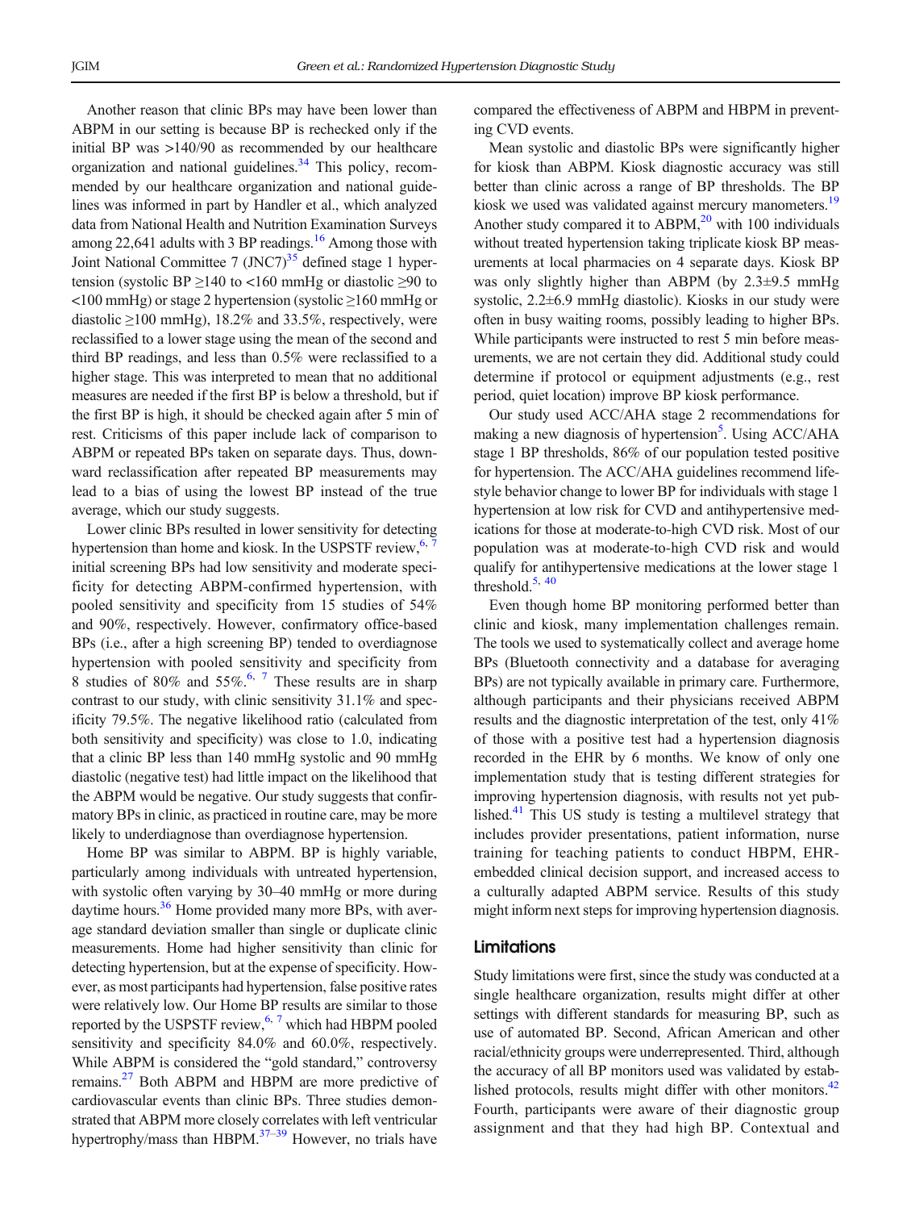Another reason that clinic BPs may have been lower than ABPM in our setting is because BP is rechecked only if the initial BP was >140/90 as recommended by our healthcare organization and national guidelines.[34] This policy, recommended by our healthcare organization and national guidelines was informed in part by Handler et al., which analyzed data from National Health and Nutrition Examination Surveys among 22,641 adults with 3 BP readings.[16] Among those with Joint National Committee 7 (JNC7)[35] defined stage 1 hypertension (systolic BP ≥140 to <160 mmHg or diastolic ≥90 to <100 mmHg) or stage 2 hypertension (systolic ≥160 mmHg or diastolic ≥100 mmHg), 18.2% and 33.5%, respectively, were reclassified to a lower stage using the mean of the second and third BP readings, and less than 0.5% were reclassified to a higher stage. This was interpreted to mean that no additional measures are needed if the first BP is below a threshold, but if the first BP is high, it should be checked again after 5 min of rest. Criticisms of this paper include lack of comparison to ABPM or repeated BPs taken on separate days. Thus, downward reclassification after repeated BP measurements may lead to a bias of using the lowest BP instead of the true average, which our study suggests.

Lower clinic BPs resulted in lower sensitivity for detecting hypertension than home and kiosk. In the USPSTF review,[6, 7] initial screening BPs had low sensitivity and moderate specificity for detecting ABPM-confirmed hypertension, with pooled sensitivity and specificity from 15 studies of 54% and 90%, respectively. However, confirmatory office-based BPs (i.e., after a high screening BP) tended to overdiagnose hypertension with pooled sensitivity and specificity from 8 studies of 80% and 55%.[6, 7] These results are in sharp contrast to our study, with clinic sensitivity 31.1% and specificity 79.5%. The negative likelihood ratio (calculated from both sensitivity and specificity) was close to 1.0, indicating that a clinic BP less than 140 mmHg systolic and 90 mmHg diastolic (negative test) had little impact on the likelihood that the ABPM would be negative. Our study suggests that confirmatory BPs in clinic, as practiced in routine care, may be more likely to underdiagnose than overdiagnose hypertension.

Home BP was similar to ABPM. BP is highly variable, particularly among individuals with untreated hypertension, with systolic often varying by 30–40 mmHg or more during daytime hours.[36] Home provided many more BPs, with average standard deviation smaller than single or duplicate clinic measurements. Home had higher sensitivity than clinic for detecting hypertension, but at the expense of specificity. However, as most participants had hypertension, false positive rates were relatively low. Our Home BP results are similar to those reported by the USPSTF review,[6, 7] which had HBPM pooled sensitivity and specificity 84.0% and 60.0%, respectively. While ABPM is considered the "gold standard," controversy remains.[27] Both ABPM and HBPM are more predictive of cardiovascular events than clinic BPs. Three studies demonstrated that ABPM more closely correlates with left ventricular hypertrophy/mass than HBPM.[37–39] However, no trials have compared the effectiveness of ABPM and HBPM in preventing CVD events.

Mean systolic and diastolic BPs were significantly higher for kiosk than ABPM. Kiosk diagnostic accuracy was still better than clinic across a range of BP thresholds. The BP kiosk we used was validated against mercury manometers.[19] Another study compared it to ABPM,[20] with 100 individuals without treated hypertension taking triplicate kiosk BP measurements at local pharmacies on 4 separate days. Kiosk BP was only slightly higher than ABPM (by 2.3±9.5 mmHg systolic, 2.2±6.9 mmHg diastolic). Kiosks in our study were often in busy waiting rooms, possibly leading to higher BPs. While participants were instructed to rest 5 min before measurements, we are not certain they did. Additional study could determine if protocol or equipment adjustments (e.g., rest period, quiet location) improve BP kiosk performance.

Our study used ACC/AHA stage 2 recommendations for making a new diagnosis of hypertension[5]. Using ACC/AHA stage 1 BP thresholds, 86% of our population tested positive for hypertension. The ACC/AHA guidelines recommend lifestyle behavior change to lower BP for individuals with stage 1 hypertension at low risk for CVD and antihypertensive medications for those at moderate-to-high CVD risk. Most of our population was at moderate-to-high CVD risk and would qualify for antihypertensive medications at the lower stage 1 threshold.[5, 40]

Even though home BP monitoring performed better than clinic and kiosk, many implementation challenges remain. The tools we used to systematically collect and average home BPs (Bluetooth connectivity and a database for averaging BPs) are not typically available in primary care. Furthermore, although participants and their physicians received ABPM results and the diagnostic interpretation of the test, only 41% of those with a positive test had a hypertension diagnosis recorded in the EHR by 6 months. We know of only one implementation study that is testing different strategies for improving hypertension diagnosis, with results not yet published.[41] This US study is testing a multilevel strategy that includes provider presentations, patient information, nurse training for teaching patients to conduct HBPM, EHR-embedded clinical decision support, and increased access to a culturally adapted ABPM service. Results of this study might inform next steps for improving hypertension diagnosis.

## Limitations

Study limitations were first, since the study was conducted at a single healthcare organization, results might differ at other settings with different standards for measuring BP, such as use of automated BP. Second, African American and other racial/ethnicity groups were underrepresented. Third, although the accuracy of all BP monitors used was validated by established protocols, results might differ with other monitors.[42] Fourth, participants were aware of their diagnostic group assignment and that they had high BP. Contextual and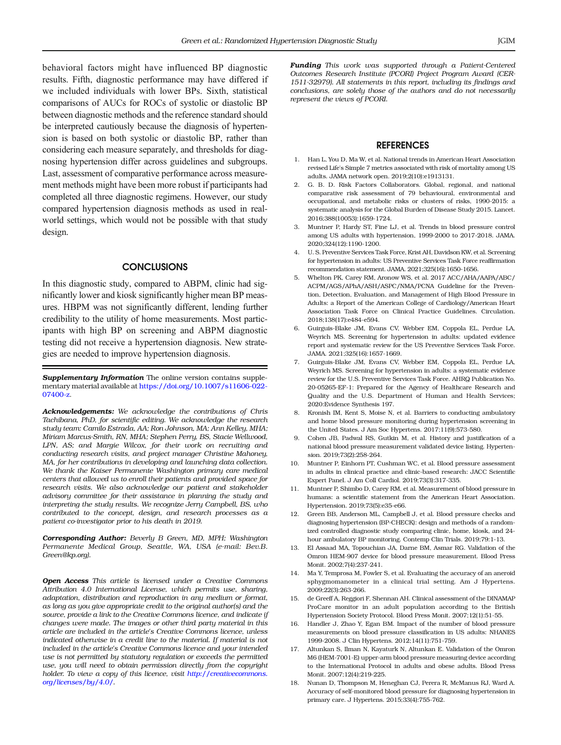behavioral factors might have influenced BP diagnostic results. Fifth, diagnostic performance may have differed if we included individuals with lower BPs. Sixth, statistical comparisons of AUCs for ROCs of systolic or diastolic BP between diagnostic methods and the reference standard should be interpreted cautiously because the diagnosis of hypertension is based on both systolic or diastolic BP, rather than considering each measure separately, and thresholds for diagnosing hypertension differ across guidelines and subgroups. Last, assessment of comparative performance across measurement methods might have been more robust if participants had completed all three diagnostic regimens. However, our study compared hypertension diagnosis methods as used in real-world settings, which would not be possible with that study design.

## CONCLUSIONS

In this diagnostic study, compared to ABPM, clinic had significantly lower and kiosk significantly higher mean BP measures. HBPM was not significantly different, lending further credibility to the utility of home measurements. Most participants with high BP on screening and ABPM diagnostic testing did not receive a hypertension diagnosis. New strategies are needed to improve hypertension diagnosis.

***Supplementary Information*** The online version contains supplementary material available at https://doi.org/10.1007/s11606-022-07400-z.

***Acknowledgements:*** *We acknowledge the contributions of Chris Tachibana, PhD, for scientific editing. We acknowledge the research study team: Camilo Estrada, AA; Ron Johnson, MA; Ann Kelley, MHA; Miriam Marcus-Smith, RN, MHA; Stephen Perry, BS, Stacie Wellwood, LPN, AS; and Margie Wilcox, for their work on recruiting and conducting research visits, and project manager Christine Mahoney, MA, for her contributions in developing and launching data collection. We thank the Kaiser Permanente Washington primary care medical centers that allowed us to enroll their patients and provided space for research visits. We also acknowledge our patient and stakeholder advisory committee for their assistance in planning the study and interpreting the study results. We recognize Jerry Campbell, BS, who contributed to the concept, design, and research processes as a patient co-investigator prior to his death in 2019.*

***Corresponding Author:*** *Beverly B Green, MD, MPH; Washington Permanente Medical Group, Seattle, WA, USA (e-mail: Bev.B.Green@kp.org).*

***Open Access*** *This article is licensed under a Creative Commons Attribution 4.0 International License, which permits use, sharing, adaptation, distribution and reproduction in any medium or format, as long as you give appropriate credit to the original author(s) and the source, provide a link to the Creative Commons licence, and indicate if changes were made. The images or other third party material in this article are included in the article's Creative Commons licence, unless indicated otherwise in a credit line to the material. If material is not included in the article's Creative Commons licence and your intended use is not permitted by statutory regulation or exceeds the permitted use, you will need to obtain permission directly from the copyright holder. To view a copy of this licence, visit http://creativecommons.org/licenses/by/4.0/.*

***Funding*** *This work was supported through a Patient-Centered Outcomes Research Institute (PCORI) Project Program Award (CER-1511-32979). All statements in this report, including its findings and conclusions, are solely those of the authors and do not necessarily represent the views of PCORI.*

## REFERENCES

1. Han L, You D, Ma W, et al. National trends in American Heart Association revised Life's Simple 7 metrics associated with risk of mortality among US adults. JAMA network open. 2019;2(10):e1913131.
2. G. B. D. Risk Factors Collaborators. Global, regional, and national comparative risk assessment of 79 behavioural, environmental and occupational, and metabolic risks or clusters of risks, 1990-2015: a systematic analysis for the Global Burden of Disease Study 2015. Lancet. 2016;388(10053):1659-1724.
3. Muntner P, Hardy ST, Fine LJ, et al. Trends in blood pressure control among US adults with hypertension, 1999-2000 to 2017-2018. JAMA. 2020;324(12):1190-1200.
4. U. S. Preventive Services Task Force, Krist AH, Davidson KW, et al. Screening for hypertension in adults: US Preventive Services Task Force reaffirmation recommendation statement. JAMA. 2021;325(16):1650-1656.
5. Whelton PK, Carey RM, Aronow WS, et al. 2017 ACC/AHA/AAPA/ABC/ACPM/AGS/APhA/ASH/ASPC/NMA/PCNA Guideline for the Prevention, Detection, Evaluation, and Management of High Blood Pressure in Adults: a Report of the American College of Cardiology/American Heart Association Task Force on Clinical Practice Guidelines. Circulation. 2018;138(17):e484-e594.
6. Guirguis-Blake JM, Evans CV, Webber EM, Coppola EL, Perdue LA, Weyrich MS. Screening for hypertension in adults: updated evidence report and systematic review for the US Preventive Services Task Force. JAMA. 2021;325(16):1657-1669.
7. Guirguis-Blake JM, Evans CV, Webber EM, Coppola EL, Perdue LA, Weyrich MS. Screening for hypertension in adults: a systematic evidence review for the U.S. Preventive Services Task Force. AHRQ Publication No. 20-05265-EF-1: Prepared for the Agency of Healthcare Research and Quality and the U.S. Department of Human and Health Services; 2020:Evidence Synthesis 197.
8. Kronish IM, Kent S, Moise N, et al. Barriers to conducting ambulatory and home blood pressure monitoring during hypertension screening in the United States. J Am Soc Hypertens. 2017;11(9):573-580.
9. Cohen JB, Padwal RS, Gutkin M, et al. History and justification of a national blood pressure measurement validated device listing. Hypertension. 2019;73(2):258-264.
10. Muntner P, Einhorn PT, Cushman WC, et al. Blood pressure assessment in adults in clinical practice and clinic-based research: JACC Scientific Expert Panel. J Am Coll Cardiol. 2019;73(3):317-335.
11. Muntner P, Shimbo D, Carey RM, et al. Measurement of blood pressure in humans: a scientific statement from the American Heart Association. Hypertension. 2019;73(5):e35-e66.
12. Green BB, Anderson ML, Campbell J, et al. Blood pressure checks and diagnosing hypertension (BP-CHECK): design and methods of a randomized controlled diagnostic study comparing clinic, home, kiosk, and 24-hour ambulatory BP monitoring. Contemp Clin Trials. 2019;79:1-13.
13. El Assaad MA, Topouchian JA, Darne BM, Asmar RG. Validation of the Omron HEM-907 device for blood pressure measurement. Blood Press Monit. 2002;7(4):237-241.
14. Ma Y, Temprosa M, Fowler S, et al. Evaluating the accuracy of an aneroid sphygmomanometer in a clinical trial setting. Am J Hypertens. 2009;22(3):263-266.
15. de Greeff A, Reggiori F, Shennan AH. Clinical assessment of the DINAMAP ProCare monitor in an adult population according to the British Hypertension Society Protocol. Blood Press Monit. 2007;12(1):51-55.
16. Handler J, Zhao Y, Egan BM. Impact of the number of blood pressure measurements on blood pressure classification in US adults: NHANES 1999-2008. J Clin Hypertens. 2012;14(11):751-759.
17. Altunkan S, Ilman N, Kayaturk N, Altunkan E. Validation of the Omron M6 (HEM-7001-E) upper-arm blood pressure measuring device according to the International Protocol in adults and obese adults. Blood Press Monit. 2007;12(4):219-225.
18. Nunan D, Thompson M, Heneghan CJ, Perera R, McManus RJ, Ward A. Accuracy of self-monitored blood pressure for diagnosing hypertension in primary care. J Hypertens. 2015;33(4):755-762.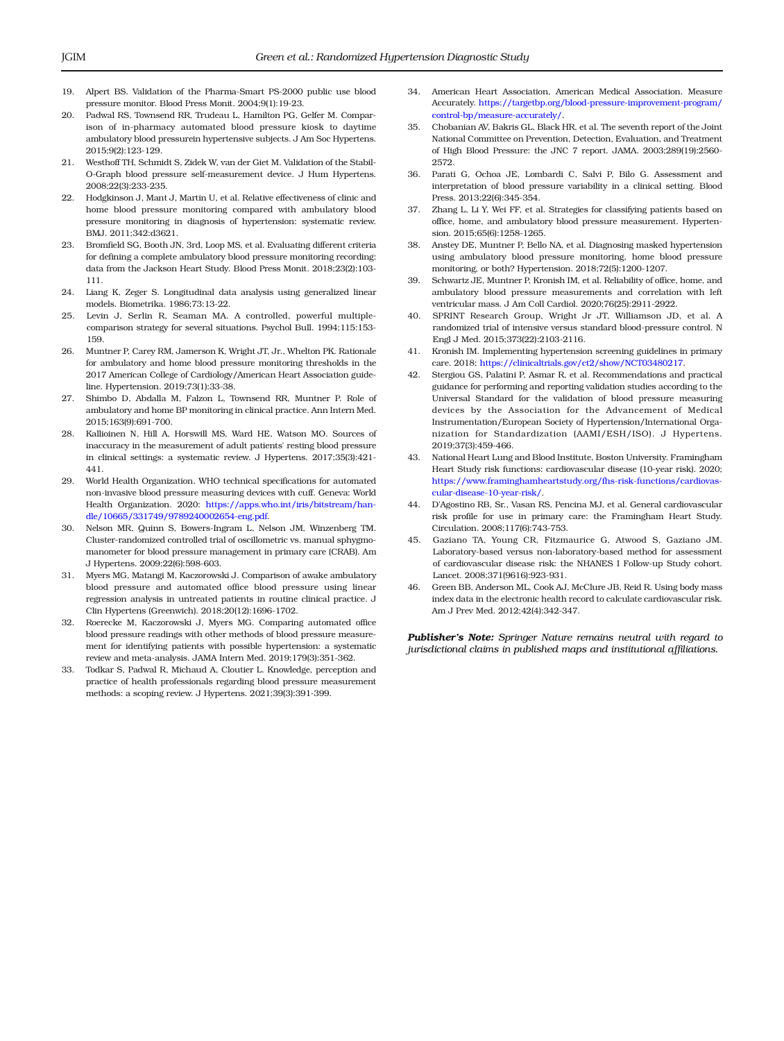19. Alpert BS. Validation of the Pharma-Smart PS-2000 public use blood pressure monitor. Blood Press Monit. 2004;9(1):19-23.
20. Padwal RS, Townsend RR, Trudeau L, Hamilton PG, Gelfer M. Comparison of in-pharmacy automated blood pressure kiosk to daytime ambulatory blood pressurein hypertensive subjects. J Am Soc Hypertens. 2015;9(2):123-129.
21. Westhoff TH, Schmidt S, Zidek W, van der Giet M. Validation of the Stabil-O-Graph blood pressure self-measurement device. J Hum Hypertens. 2008;22(3):233-235.
22. Hodgkinson J, Mant J, Martin U, et al. Relative effectiveness of clinic and home blood pressure monitoring compared with ambulatory blood pressure monitoring in diagnosis of hypertension: systematic review. BMJ. 2011;342:d3621.
23. Bromfield SG, Booth JN, 3rd, Loop MS, et al. Evaluating different criteria for defining a complete ambulatory blood pressure monitoring recording: data from the Jackson Heart Study. Blood Press Monit. 2018;23(2):103-111.
24. Liang K, Zeger S. Longitudinal data analysis using generalized linear models. Biometrika. 1986;73:13-22.
25. Levin J, Serlin R, Seaman MA. A controlled, powerful multiple-comparison strategy for several situations. Psychol Bull. 1994;115:153-159.
26. Muntner P, Carey RM, Jamerson K, Wright JT, Jr., Whelton PK. Rationale for ambulatory and home blood pressure monitoring thresholds in the 2017 American College of Cardiology/American Heart Association guideline. Hypertension. 2019;73(1):33-38.
27. Shimbo D, Abdalla M, Falzon L, Townsend RR, Muntner P. Role of ambulatory and home BP monitoring in clinical practice. Ann Intern Med. 2015;163(9):691-700.
28. Kallioinen N, Hill A, Horswill MS, Ward HE, Watson MO. Sources of inaccuracy in the measurement of adult patients' resting blood pressure in clinical settings: a systematic review. J Hypertens. 2017;35(3):421-441.
29. World Health Organization. WHO technical specifications for automated non-invasive blood pressure measuring devices with cuff. Geneva: World Health Organization. 2020: https://apps.who.int/iris/bitstream/handle/10665/331749/9789240002654-eng.pdf.
30. Nelson MR, Quinn S, Bowers-Ingram L, Nelson JM, Winzenberg TM. Cluster-randomized controlled trial of oscillometric vs. manual sphygmomanometer for blood pressure management in primary care (CRAB). Am J Hypertens. 2009;22(6):598-603.
31. Myers MG, Matangi M, Kaczorowski J. Comparison of awake ambulatory blood pressure and automated office blood pressure using linear regression analysis in untreated patients in routine clinical practice. J Clin Hypertens (Greenwich). 2018;20(12):1696-1702.
32. Roerecke M, Kaczorowski J, Myers MG. Comparing automated office blood pressure readings with other methods of blood pressure measurement for identifying patients with possible hypertension: a systematic review and meta-analysis. JAMA Intern Med. 2019;179(3):351-362.
33. Todkar S, Padwal R, Michaud A, Cloutier L. Knowledge, perception and practice of health professionals regarding blood pressure measurement methods: a scoping review. J Hypertens. 2021;39(3):391-399.
34. American Heart Association, American Medical Association. Measure Accurately. https://targetbp.org/blood-pressure-improvement-program/control-bp/measure-accurately/.
35. Chobanian AV, Bakris GL, Black HR, et al. The seventh report of the Joint National Committee on Prevention, Detection, Evaluation, and Treatment of High Blood Pressure: the JNC 7 report. JAMA. 2003;289(19):2560-2572.
36. Parati G, Ochoa JE, Lombardi C, Salvi P, Bilo G. Assessment and interpretation of blood pressure variability in a clinical setting. Blood Press. 2013;22(6):345-354.
37. Zhang L, Li Y, Wei FF, et al. Strategies for classifying patients based on office, home, and ambulatory blood pressure measurement. Hypertension. 2015;65(6):1258-1265.
38. Anstey DE, Muntner P, Bello NA, et al. Diagnosing masked hypertension using ambulatory blood pressure monitoring, home blood pressure monitoring, or both? Hypertension. 2018;72(5):1200-1207.
39. Schwartz JE, Muntner P, Kronish IM, et al. Reliability of office, home, and ambulatory blood pressure measurements and correlation with left ventricular mass. J Am Coll Cardiol. 2020;76(25):2911-2922.
40. SPRINT Research Group, Wright Jr JT, Williamson JD, et al. A randomized trial of intensive versus standard blood-pressure control. N Engl J Med. 2015;373(22):2103-2116.
41. Kronish IM. Implementing hypertension screening guidelines in primary care. 2018; https://clinicaltrials.gov/ct2/show/NCT03480217.
42. Stergiou GS, Palatini P, Asmar R, et al. Recommendations and practical guidance for performing and reporting validation studies according to the Universal Standard for the validation of blood pressure measuring devices by the Association for the Advancement of Medical Instrumentation/European Society of Hypertension/International Organization for Standardization (AAMI/ESH/ISO). J Hypertens. 2019;37(3):459-466.
43. National Heart Lung and Blood Institute, Boston University. Framingham Heart Study risk functions: cardiovascular disease (10-year risk). 2020; https://www.framinghamheartstudy.org/fhs-risk-functions/cardiovascular-disease-10-year-risk/.
44. D'Agostino RB, Sr., Vasan RS, Pencina MJ, et al. General cardiovascular risk profile for use in primary care: the Framingham Heart Study. Circulation. 2008;117(6):743-753.
45. Gaziano TA, Young CR, Fitzmaurice G, Atwood S, Gaziano JM. Laboratory-based versus non-laboratory-based method for assessment of cardiovascular disease risk: the NHANES I Follow-up Study cohort. Lancet. 2008;371(9616):923-931.
46. Green BB, Anderson ML, Cook AJ, McClure JB, Reid R. Using body mass index data in the electronic health record to calculate cardiovascular risk. Am J Prev Med. 2012;42(4):342-347.

***Publisher's Note:*** *Springer Nature remains neutral with regard to jurisdictional claims in published maps and institutional affiliations.*